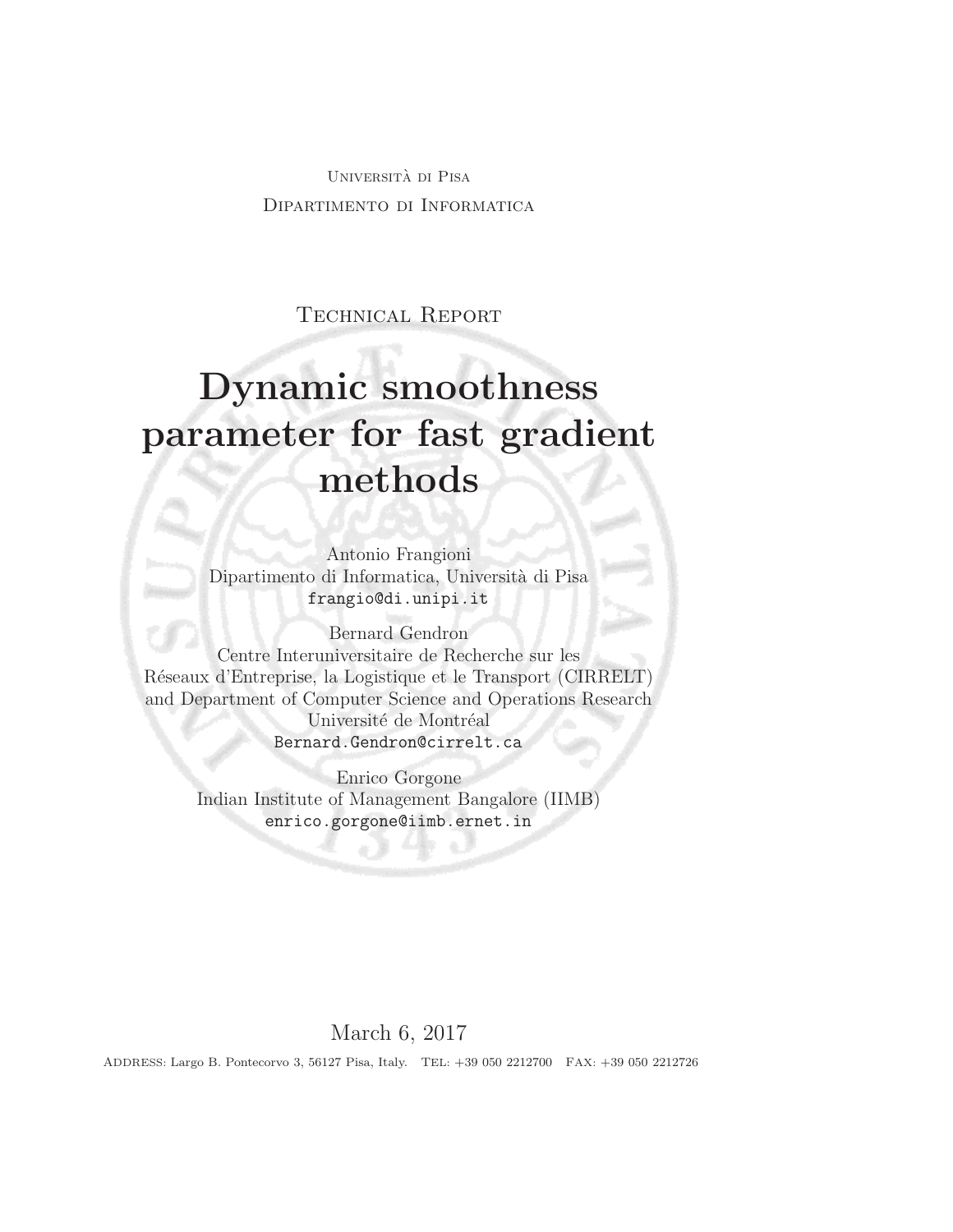Università di Pisa

Dipartimento di Informatica

Technical Report

# Dynamic smoothness parameter for fast gradient methods

Antonio Frangioni
Dipartimento di Informatica, Università di Pisa
frangio@di.unipi.it

Bernard Gendron
Centre Interuniversitaire de Recherche sur les Réseaux d'Entreprise, la Logistique et le Transport (CIRRELT) and Department of Computer Science and Operations Research
Université de Montréal
Bernard.Gendron@cirrelt.ca

Enrico Gorgone
Indian Institute of Management Bangalore (IIMB)
enrico.gorgone@iimb.ernet.in

March 6, 2017

Address: Largo B. Pontecorvo 3, 56127 Pisa, Italy. Tel: +39 050 2212700 Fax: +39 050 2212726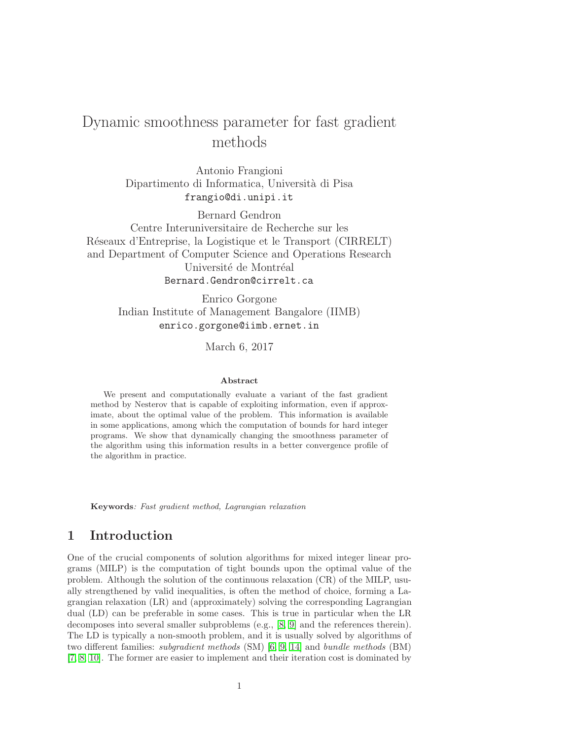# Dynamic smoothness parameter for fast gradient methods

Antonio Frangioni
Dipartimento di Informatica, Università di Pisa
frangio@di.unipi.it

Bernard Gendron
Centre Interuniversitaire de Recherche sur les Réseaux d'Entreprise, la Logistique et le Transport (CIRRELT) and Department of Computer Science and Operations Research
Université de Montréal
Bernard.Gendron@cirrelt.ca

Enrico Gorgone
Indian Institute of Management Bangalore (IIMB)
enrico.gorgone@iimb.ernet.in

March 6, 2017

### Abstract

We present and computationally evaluate a variant of the fast gradient method by Nesterov that is capable of exploiting information, even if approximate, about the optimal value of the problem. This information is available in some applications, among which the computation of bounds for hard integer programs. We show that dynamically changing the smoothness parameter of the algorithm using this information results in a better convergence profile of the algorithm in practice.

**Keywords**: *Fast gradient method, Lagrangian relaxation*

## 1 Introduction

One of the crucial components of solution algorithms for mixed integer linear programs (MILP) is the computation of tight bounds upon the optimal value of the problem. Although the solution of the continuous relaxation (CR) of the MILP, usually strengthened by valid inequalities, is often the method of choice, forming a Lagrangian relaxation (LR) and (approximately) solving the corresponding Lagrangian dual (LD) can be preferable in some cases. This is true in particular when the LR decomposes into several smaller subproblems (e.g., [8, 9] and the references therein). The LD is typically a non-smooth problem, and it is usually solved by algorithms of two different families: *subgradient methods* (SM) [6, 9, 14] and *bundle methods* (BM) [7, 8, 10]. The former are easier to implement and their iteration cost is dominated by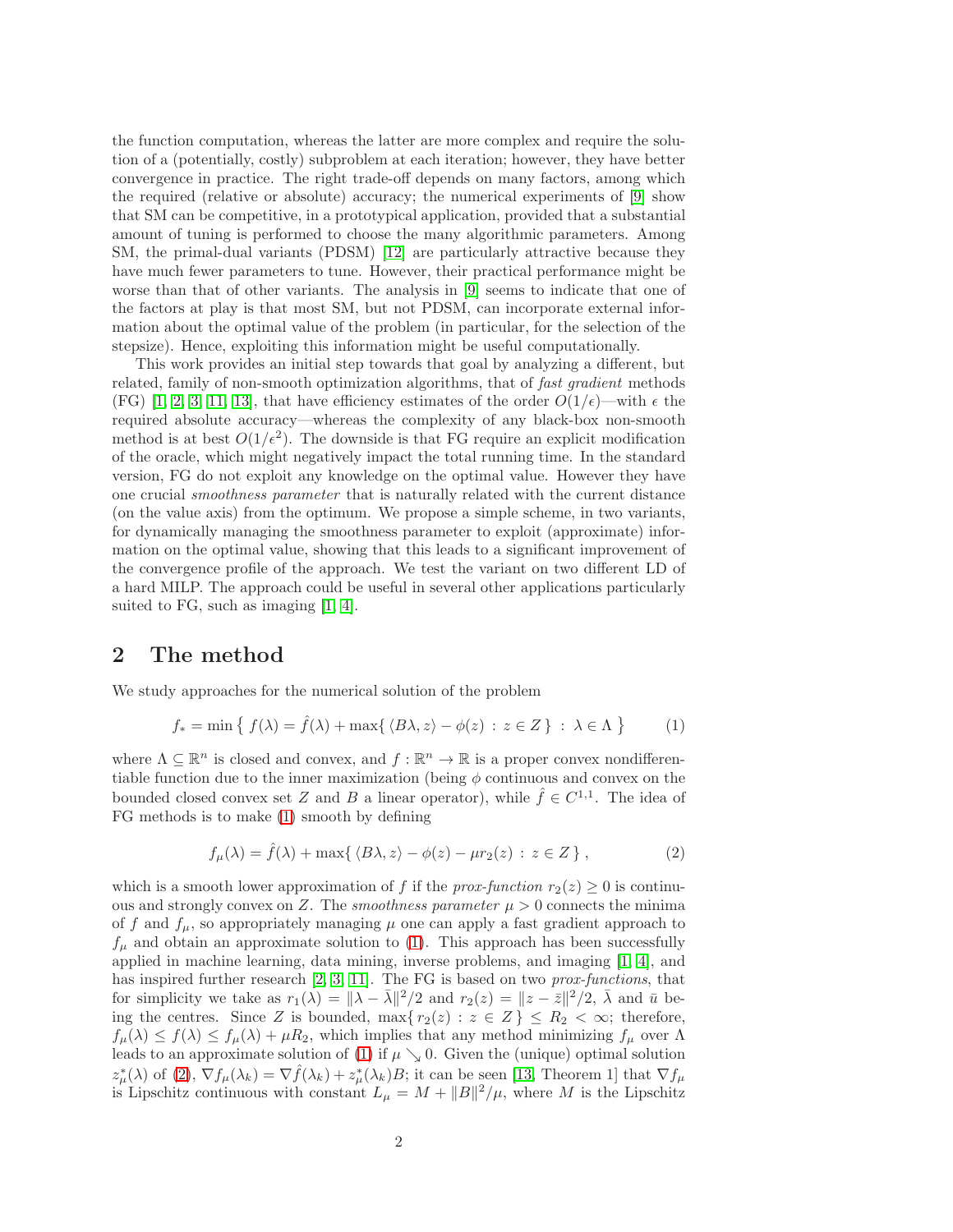the function computation, whereas the latter are more complex and require the solution of a (potentially, costly) subproblem at each iteration; however, they have better convergence in practice. The right trade-off depends on many factors, among which the required (relative or absolute) accuracy; the numerical experiments of [9] show that SM can be competitive, in a prototypical application, provided that a substantial amount of tuning is performed to choose the many algorithmic parameters. Among SM, the primal-dual variants (PDSM) [12] are particularly attractive because they have much fewer parameters to tune. However, their practical performance might be worse than that of other variants. The analysis in [9] seems to indicate that one of the factors at play is that most SM, but not PDSM, can incorporate external information about the optimal value of the problem (in particular, for the selection of the stepsize). Hence, exploiting this information might be useful computationally.

This work provides an initial step towards that goal by analyzing a different, but related, family of non-smooth optimization algorithms, that of *fast gradient* methods (FG) [1, 2, 3, 11, 13], that have efficiency estimates of the order $O(1/\epsilon)$—with $\epsilon$ the required absolute accuracy—whereas the complexity of any black-box non-smooth method is at best $O(1/\epsilon^2)$. The downside is that FG require an explicit modification of the oracle, which might negatively impact the total running time. In the standard version, FG do not exploit any knowledge on the optimal value. However they have one crucial *smoothness parameter* that is naturally related with the current distance (on the value axis) from the optimum. We propose a simple scheme, in two variants, for dynamically managing the smoothness parameter to exploit (approximate) information on the optimal value, showing that this leads to a significant improvement of the convergence profile of the approach. We test the variant on two different LD of a hard MILP. The approach could be useful in several other applications particularly suited to FG, such as imaging [1, 4].

## 2 The method

We study approaches for the numerical solution of the problem

$$f_* = \min \left\{ \, f(\lambda) = \hat{f}(\lambda) + \max\{ \, \langle B\lambda, z \rangle - \phi(z) \, : \, z \in Z \, \} \, : \, \lambda \in \Lambda \, \right\} \tag{1}$$

where $\Lambda \subseteq \mathbb{R}^n$ is closed and convex, and $f : \mathbb{R}^n \to \mathbb{R}$ is a proper convex nondifferentiable function due to the inner maximization (being $\phi$ continuous and convex on the bounded closed convex set $Z$ and $B$ a linear operator), while $\hat{f} \in C^{1,1}$. The idea of FG methods is to make (1) smooth by defining

$$f_\mu(\lambda) = \hat{f}(\lambda) + \max\{ \, \langle B\lambda, z \rangle - \phi(z) - \mu r_2(z) \, : \, z \in Z \, \} \, , \tag{2}$$

which is a smooth lower approximation of $f$ if the *prox-function* $r_2(z) \geq 0$ is continuous and strongly convex on $Z$. The *smoothness parameter* $\mu > 0$ connects the minima of $f$ and $f_\mu$, so appropriately managing $\mu$ one can apply a fast gradient approach to $f_\mu$ and obtain an approximate solution to (1). This approach has been successfully applied in machine learning, data mining, inverse problems, and imaging [1, 4], and has inspired further research [2, 3, 11]. The FG is based on two *prox-functions*, that for simplicity we take as $r_1(\lambda) = \|\lambda - \bar{\lambda}\|^2/2$ and $r_2(z) = \|z - \bar{z}\|^2/2$, $\bar{\lambda}$ and $\bar{u}$ being the centres. Since $Z$ is bounded, $\max\{ \, r_2(z) \, : \, z \in Z \, \} \leq R_2 < \infty$; therefore, $f_\mu(\lambda) \leq f(\lambda) \leq f_\mu(\lambda) + \mu R_2$, which implies that any method minimizing $f_\mu$ over $\Lambda$ leads to an approximate solution of (1) if $\mu \searrow 0$. Given the (unique) optimal solution $z^*_\mu(\lambda)$ of (2), $\nabla f_\mu(\lambda_k) = \nabla \hat{f}(\lambda_k) + z^*_\mu(\lambda_k)B$; it can be seen [13, Theorem 1] that $\nabla f_\mu$ is Lipschitz continuous with constant $L_\mu = M + \|B\|^2/\mu$, where $M$ is the Lipschitz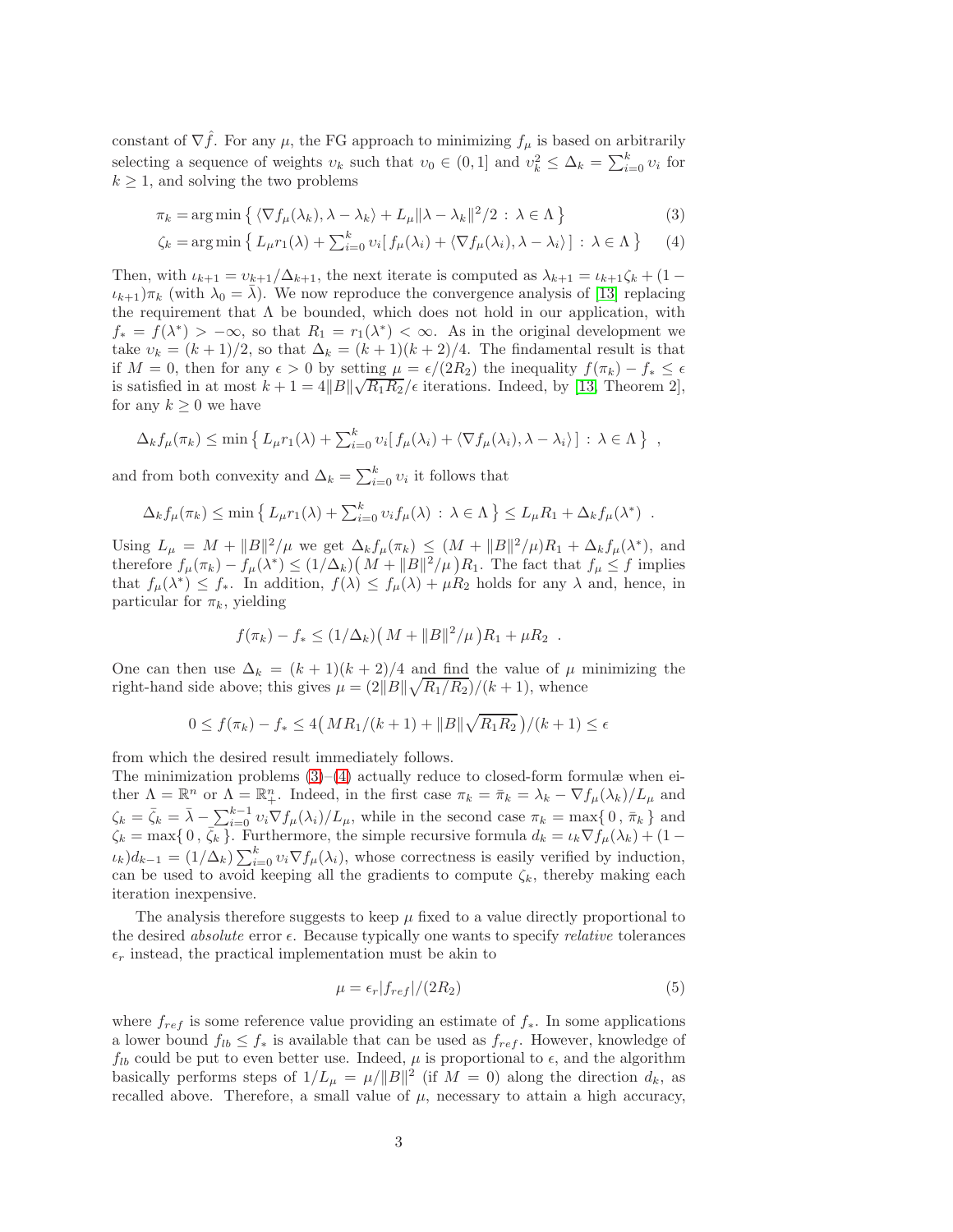constant of $\nabla \hat{f}$. For any $\mu$, the FG approach to minimizing $f_\mu$ is based on arbitrarily selecting a sequence of weights $\upsilon_k$ such that $\upsilon_0 \in (0, 1]$ and $\upsilon_k^2 \leq \Delta_k = \sum_{i=0}^{k} \upsilon_i$ for $k \geq 1$, and solving the two problems

$$\pi_k = \arg\min \left\{ \langle \nabla f_\mu(\lambda_k), \lambda - \lambda_k \rangle + L_\mu \|\lambda - \lambda_k\|^2/2 \,:\, \lambda \in \Lambda \right\} \tag{3}$$

$$\zeta_k = \arg\min \left\{ L_\mu r_1(\lambda) + \textstyle\sum_{i=0}^{k} \upsilon_i [\, f_\mu(\lambda_i) + \langle \nabla f_\mu(\lambda_i), \lambda - \lambda_i \rangle \,] \,:\, \lambda \in \Lambda \right\} \tag{4}$$

Then, with $\iota_{k+1} = \upsilon_{k+1}/\Delta_{k+1}$, the next iterate is computed as $\lambda_{k+1} = \iota_{k+1}\zeta_k + (1 - \iota_{k+1})\pi_k$ (with $\lambda_0 = \bar{\lambda}$). We now reproduce the convergence analysis of [13] replacing the requirement that $\Lambda$ be bounded, which does not hold in our application, with $f_* = f(\lambda^*) > -\infty$, so that $R_1 = r_1(\lambda^*) < \infty$. As in the original development we take $\upsilon_k = (k+1)/2$, so that $\Delta_k = (k+1)(k+2)/4$. The findamental result is that if $M = 0$, then for any $\epsilon > 0$ by setting $\mu = \epsilon/(2R_2)$ the inequality $f(\pi_k) - f_* \leq \epsilon$ is satisfied in at most $k + 1 = 4\|B\|\sqrt{R_1 R_2}/\epsilon$ iterations. Indeed, by [13, Theorem 2], for any $k \geq 0$ we have

$$\Delta_k f_\mu(\pi_k) \leq \min \left\{ L_\mu r_1(\lambda) + \textstyle\sum_{i=0}^{k} \upsilon_i [\, f_\mu(\lambda_i) + \langle \nabla f_\mu(\lambda_i), \lambda - \lambda_i \rangle \,] \,:\, \lambda \in \Lambda \right\} \;,$$

and from both convexity and $\Delta_k = \sum_{i=0}^{k} \upsilon_i$ it follows that

$$\Delta_k f_\mu(\pi_k) \leq \min \left\{ L_\mu r_1(\lambda) + \textstyle\sum_{i=0}^{k} \upsilon_i f_\mu(\lambda) \,:\, \lambda \in \Lambda \right\} \leq L_\mu R_1 + \Delta_k f_\mu(\lambda^*) \;.$$

Using $L_\mu = M + \|B\|^2/\mu$ we get $\Delta_k f_\mu(\pi_k) \leq (M + \|B\|^2/\mu)R_1 + \Delta_k f_\mu(\lambda^*)$, and therefore $f_\mu(\pi_k) - f_\mu(\lambda^*) \leq (1/\Delta_k)\big(M + \|B\|^2/\mu\big)R_1$. The fact that $f_\mu \leq f$ implies that $f_\mu(\lambda^*) \leq f_*$. In addition, $f(\lambda) \leq f_\mu(\lambda) + \mu R_2$ holds for any $\lambda$ and, hence, in particular for $\pi_k$, yielding

$$f(\pi_k) - f_* \leq (1/\Delta_k)\big(M + \|B\|^2/\mu\big)R_1 + \mu R_2 \;.$$

One can then use $\Delta_k = (k+1)(k+2)/4$ and find the value of $\mu$ minimizing the right-hand side above; this gives $\mu = (2\|B\|\sqrt{R_1/R_2})/(k+1)$, whence

$$0 \leq f(\pi_k) - f_* \leq 4\big(MR_1/(k+1) + \|B\|\sqrt{R_1 R_2}\,\big)/(k+1) \leq \epsilon$$

from which the desired result immediately follows.
The minimization problems (3)–(4) actually reduce to closed-form formulæ when either $\Lambda = \mathbb{R}^n$ or $\Lambda = \mathbb{R}^n_+$. Indeed, in the first case $\pi_k = \bar{\pi}_k = \lambda_k - \nabla f_\mu(\lambda_k)/L_\mu$ and $\zeta_k = \bar{\zeta}_k = \bar{\lambda} - \sum_{i=0}^{k-1} \upsilon_i \nabla f_\mu(\lambda_i)/L_\mu$, while in the second case $\pi_k = \max\{\, 0 \,,\, \bar{\pi}_k \,\}$ and $\zeta_k = \max\{\, 0 \,,\, \bar{\zeta}_k \,\}$. Furthermore, the simple recursive formula $d_k = \iota_k \nabla f_\mu(\lambda_k) + (1 - \iota_k)d_{k-1} = (1/\Delta_k)\sum_{i=0}^{k} \upsilon_i \nabla f_\mu(\lambda_i)$, whose correctness is easily verified by induction, can be used to avoid keeping all the gradients to compute $\zeta_k$, thereby making each iteration inexpensive.

The analysis therefore suggests to keep $\mu$ fixed to a value directly proportional to the desired *absolute* error $\epsilon$. Because typically one wants to specify *relative* tolerances $\epsilon_r$ instead, the practical implementation must be akin to

$$\mu = \epsilon_r |f_{ref}|/(2R_2) \tag{5}$$

where $f_{ref}$ is some reference value providing an estimate of $f_*$. In some applications a lower bound $f_{lb} \leq f_*$ is available that can be used as $f_{ref}$. However, knowledge of $f_{lb}$ could be put to even better use. Indeed, $\mu$ is proportional to $\epsilon$, and the algorithm basically performs steps of $1/L_\mu = \mu/\|B\|^2$ (if $M = 0$) along the direction $d_k$, as recalled above. Therefore, a small value of $\mu$, necessary to attain a high accuracy,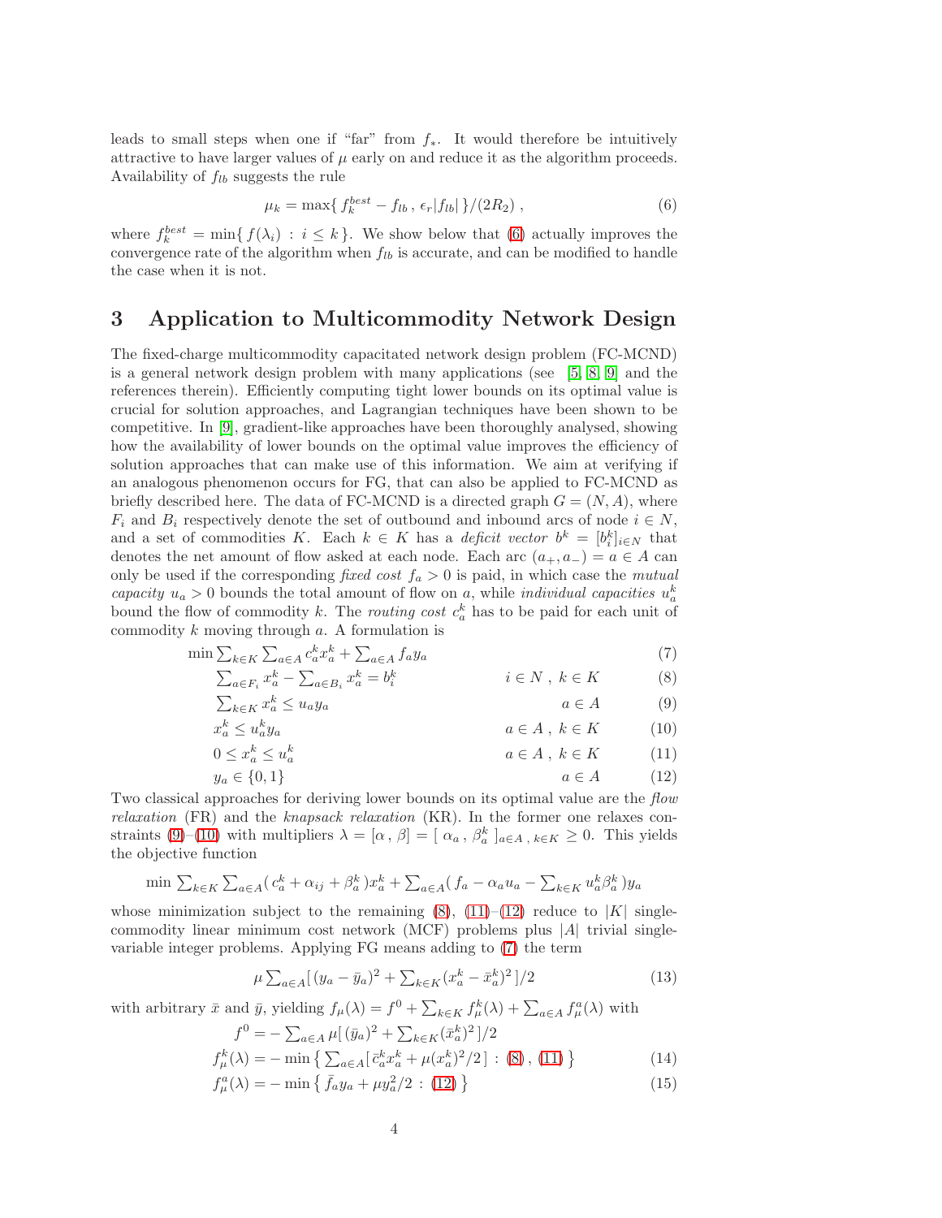leads to small steps when one if "far" from $f_*$. It would therefore be intuitively attractive to have larger values of $\mu$ early on and reduce it as the algorithm proceeds. Availability of $f_{lb}$ suggests the rule

$$\mu_k = \max\{\, f_k^{best} - f_{lb} \,,\, \epsilon_r |f_{lb}| \,\}/(2R_2) \;, \tag{6}$$

where $f_k^{best} = \min\{\, f(\lambda_i) \,:\, i \leq k \,\}$. We show below that (6) actually improves the convergence rate of the algorithm when $f_{lb}$ is accurate, and can be modified to handle the case when it is not.

# 3 Application to Multicommodity Network Design

The fixed-charge multicommodity capacitated network design problem (FC-MCND) is a general network design problem with many applications (see [5, 8, 9] and the references therein). Efficiently computing tight lower bounds on its optimal value is crucial for solution approaches, and Lagrangian techniques have been shown to be competitive. In [9], gradient-like approaches have been thoroughly analysed, showing how the availability of lower bounds on the optimal value improves the efficiency of solution approaches that can make use of this information. We aim at verifying if an analogous phenomenon occurs for FG, that can also be applied to FC-MCND as briefly described here. The data of FC-MCND is a directed graph $G = (N, A)$, where $F_i$ and $B_i$ respectively denote the set of outbound and inbound arcs of node $i \in N$, and a set of commodities $K$. Each $k \in K$ has a *deficit vector* $b^k = [b_i^k]_{i \in N}$ that denotes the net amount of flow asked at each node. Each arc $(a_+, a_-) = a \in A$ can only be used if the corresponding *fixed cost* $f_a > 0$ is paid, in which case the *mutual capacity* $u_a > 0$ bounds the total amount of flow on $a$, while *individual capacities* $u_a^k$ bound the flow of commodity $k$. The *routing cost* $c_a^k$ has to be paid for each unit of commodity $k$ moving through $a$. A formulation is

$$\min \textstyle\sum_{k \in K} \sum_{a \in A} c_a^k x_a^k + \sum_{a \in A} f_a y_a \tag{7}$$

$$\textstyle\sum_{a \in F_i} x_a^k - \sum_{a \in B_i} x_a^k = b_i^k \qquad i \in N \;,\; k \in K \tag{8}$$

$$\textstyle\sum_{k \in K} x_a^k \leq u_a y_a \qquad a \in A \tag{9}$$

$$x_a^k \leq u_a^k y_a \qquad a \in A \;,\; k \in K \tag{10}$$

$$0 \leq x_a^k \leq u_a^k \qquad a \in A \;,\; k \in K \tag{11}$$

$$y_a \in \{0, 1\} \qquad a \in A \tag{12}$$

Two classical approaches for deriving lower bounds on its optimal value are the *flow relaxation* (FR) and the *knapsack relaxation* (KR). In the former one relaxes constraints (9)–(10) with multipliers $\lambda = [\alpha \,,\, \beta] = [\; \alpha_a \,,\, \beta_a^k \;]_{a \in A \,,\, k \in K} \geq 0$. This yields the objective function

$$\min \textstyle\sum_{k \in K} \sum_{a \in A} (\, c_a^k + \alpha_{ij} + \beta_a^k \,) x_a^k + \sum_{a \in A} (\, f_a - \alpha_a u_a - \sum_{k \in K} u_a^k \beta_a^k \,) y_a$$

whose minimization subject to the remaining (8), (11)–(12) reduce to $|K|$ single-commodity linear minimum cost network (MCF) problems plus $|A|$ trivial single-variable integer problems. Applying FG means adding to (7) the term

$$\mu \textstyle\sum_{a \in A} [\, (y_a - \bar{y}_a)^2 + \sum_{k \in K} (x_a^k - \bar{x}_a^k)^2 \,]/2 \tag{13}$$

with arbitrary $\bar{x}$ and $\bar{y}$, yielding $f_\mu(\lambda) = f^0 + \sum_{k \in K} f_\mu^k(\lambda) + \sum_{a \in A} f_\mu^a(\lambda)$ with

$$f^0 = - \textstyle\sum_{a \in A} \mu [\, (\bar{y}_a)^2 + \sum_{k \in K} (\bar{x}_a^k)^2 \,]/2$$

$$f_\mu^k(\lambda) = - \min \left\{ \textstyle\sum_{a \in A} [\, \bar{c}_a^k x_a^k + \mu (x_a^k)^2/2 \,] \,:\, (8) \,,\, (11) \right\} \tag{14}$$

$$f_\mu^a(\lambda) = - \min \left\{ \bar{f}_a y_a + \mu y_a^2/2 \,:\, (12) \right\} \tag{15}$$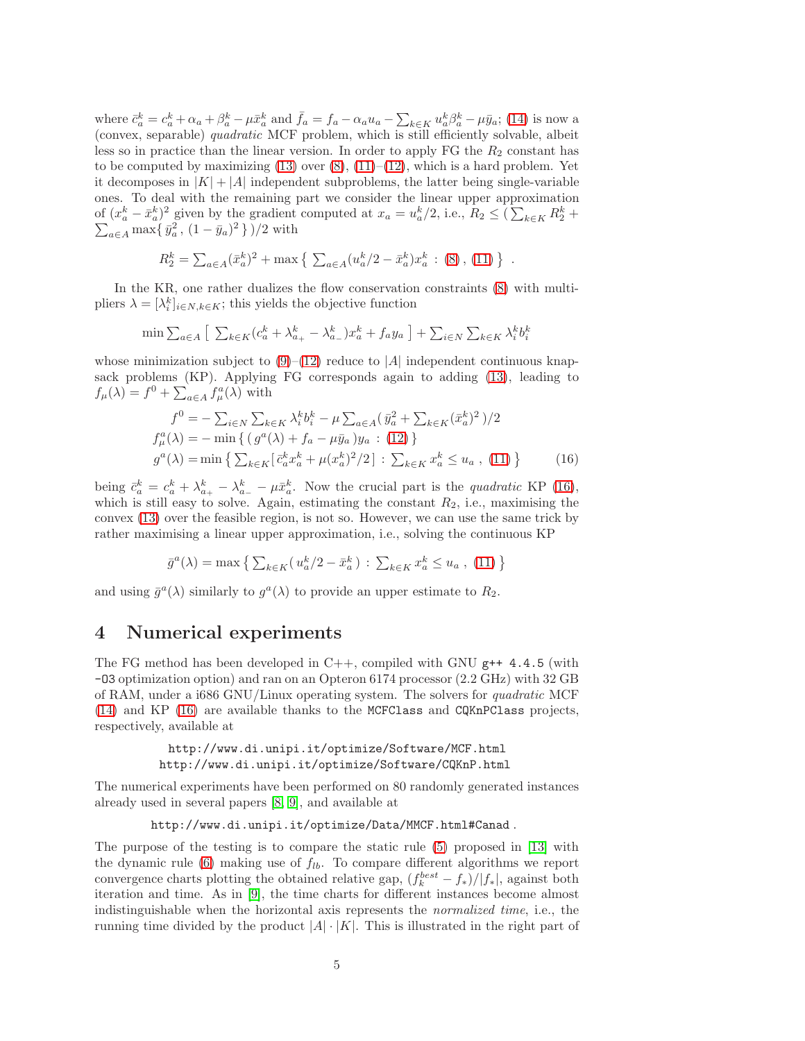where $\bar{c}^k_a = c^k_a + \alpha_a + \beta^k_a - \mu\bar{x}^k_a$ and $\bar{f}_a = f_a - \alpha_a u_a - \sum_{k\in K} u^k_a\beta^k_a - \mu\bar{y}_a$; (14) is now a (convex, separable) *quadratic* MCF problem, which is still efficiently solvable, albeit less so in practice than the linear version. In order to apply FG the $R_2$ constant has to be computed by maximizing (13) over (8), (11)–(12), which is a hard problem. Yet it decomposes in $|K| + |A|$ independent subproblems, the latter being single-variable ones. To deal with the remaining part we consider the linear upper approximation of $(x^k_a - \bar{x}^k_a)^2$ given by the gradient computed at $x_a = u^k_a/2$, i.e., $R_2 \leq (\sum_{k\in K} R^k_2 + \sum_{a\in A} \max\{\, \bar{y}^2_a \,,\, (1-\bar{y}_a)^2 \,\})/2$ with

$$R^k_2 = \sum_{a\in A} (\bar{x}^k_a)^2 + \max\left\{\, \sum_{a\in A} (u^k_a/2 - \bar{x}^k_a) x^k_a \;:\; (8)\,,\, (11) \,\right\} \;.$$

In the KR, one rather dualizes the flow conservation constraints (8) with multipliers $\lambda = [\lambda^k_i]_{i\in N, k\in K}$; this yields the objective function

$$\min \sum_{a\in A} \left[\, \sum_{k\in K} (c^k_a + \lambda^k_{a_+} - \lambda^k_{a_-}) x^k_a + f_a y_a \,\right] + \sum_{i\in N} \sum_{k\in K} \lambda^k_i b^k_i$$

whose minimization subject to (9)–(12) reduce to $|A|$ independent continuous knapsack problems (KP). Applying FG corresponds again to adding (13), leading to $f_\mu(\lambda) = f^0 + \sum_{a\in A} f^a_\mu(\lambda)$ with

$$
\begin{aligned}
f^0 &= -\sum_{i\in N} \sum_{k\in K} \lambda^k_i b^k_i - \mu \sum_{a\in A} (\, \bar{y}^2_a + \sum_{k\in K} (\bar{x}^k_a)^2 \,)/2 \\
f^a_\mu(\lambda) &= -\min\left\{\, (\, g^a(\lambda) + f_a - \mu\bar{y}_a \,) y_a \;:\; (12) \,\right\} \\
g^a(\lambda) &= \min\left\{\, \sum_{k\in K} [\, \bar{c}^k_a x^k_a + \mu (x^k_a)^2/2 \,] \;:\; \sum_{k\in K} x^k_a \leq u_a \,,\; (11) \,\right\} \qquad (16)
\end{aligned}
$$

being $\bar{c}^k_a = c^k_a + \lambda^k_{a_+} - \lambda^k_{a_-} - \mu\bar{x}^k_a$. Now the crucial part is the *quadratic* KP (16), which is still easy to solve. Again, estimating the constant $R_2$, i.e., maximising the convex (13) over the feasible region, is not so. However, we can use the same trick by rather maximising a linear upper approximation, i.e., solving the continuous KP

$$\bar{g}^a(\lambda) = \max\left\{\, \sum_{k\in K} (\, u^k_a/2 - \bar{x}^k_a \,) \;:\; \sum_{k\in K} x^k_a \leq u_a \,,\; (11) \,\right\}$$

and using $\bar{g}^a(\lambda)$ similarly to $g^a(\lambda)$ to provide an upper estimate to $R_2$.

# 4 Numerical experiments

The FG method has been developed in C++, compiled with GNU `g++ 4.4.5` (with `-O3` optimization option) and ran on an Opteron 6174 processor (2.2 GHz) with 32 GB of RAM, under a i686 GNU/Linux operating system. The solvers for *quadratic* MCF (14) and KP (16) are available thanks to the `MCFClass` and `CQKnPClass` projects, respectively, available at

```
http://www.di.unipi.it/optimize/Software/MCF.html
http://www.di.unipi.it/optimize/Software/CQKnP.html
```

The numerical experiments have been performed on 80 randomly generated instances already used in several papers [8, 9], and available at

```
http://www.di.unipi.it/optimize/Data/MMCF.html#Canad .
```

The purpose of the testing is to compare the static rule (5) proposed in [13] with the dynamic rule (6) making use of $f_{lb}$. To compare different algorithms we report convergence charts plotting the obtained relative gap, $(f^{best}_k - f_*)/|f_*|$, against both iteration and time. As in [9], the time charts for different instances become almost indistinguishable when the horizontal axis represents the *normalized time*, i.e., the running time divided by the product $|A| \cdot |K|$. This is illustrated in the right part of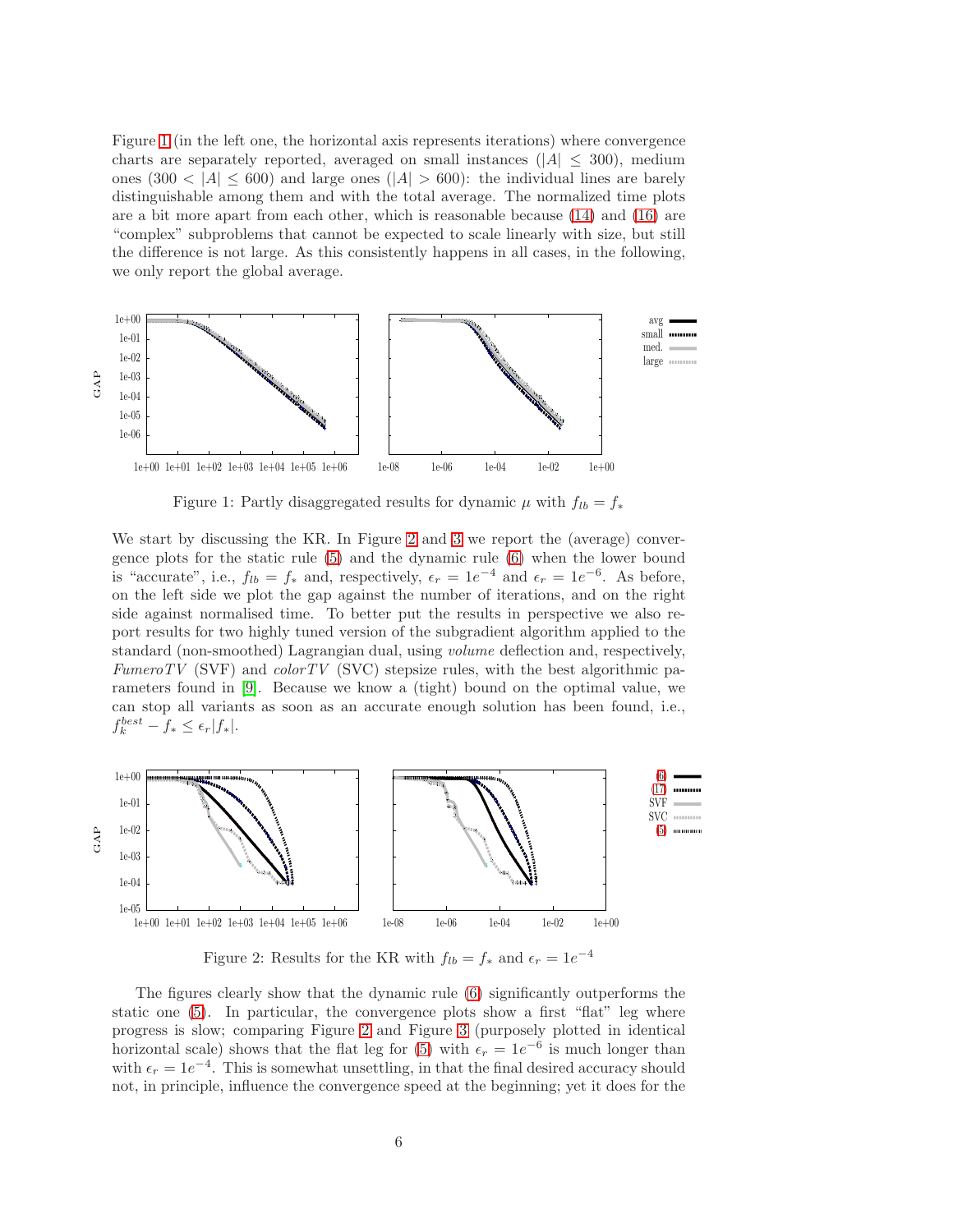Figure 1 (in the left one, the horizontal axis represents iterations) where convergence charts are separately reported, averaged on small instances ($|A| \leq 300$), medium ones ($300 < |A| \leq 600$) and large ones ($|A| > 600$): the individual lines are barely distinguishable among them and with the total average. The normalized time plots are a bit more apart from each other, which is reasonable because (14) and (16) are "complex" subproblems that cannot be expected to scale linearly with size, but still the difference is not large. As this consistently happens in all cases, in the following, we only report the global average.

Figure 1: Partly disaggregated results for dynamic $\mu$ with $f_{lb} = f_*$

We start by discussing the KR. In Figure 2 and 3 we report the (average) convergence plots for the static rule (5) and the dynamic rule (6) when the lower bound is "accurate", i.e., $f_{lb} = f_*$ and, respectively, $\epsilon_r = 1e^{-4}$ and $\epsilon_r = 1e^{-6}$. As before, on the left side we plot the gap against the number of iterations, and on the right side against normalised time. To better put the results in perspective we also report results for two highly tuned version of the subgradient algorithm applied to the standard (non-smoothed) Lagrangian dual, using *volume* deflection and, respectively, *FumeroTV* (SVF) and *colorTV* (SVC) stepsize rules, with the best algorithmic parameters found in [9]. Because we know a (tight) bound on the optimal value, we can stop all variants as soon as an accurate enough solution has been found, i.e., $f_k^{best} - f_* \leq \epsilon_r |f_*|$.

Figure 2: Results for the KR with $f_{lb} = f_*$ and $\epsilon_r = 1e^{-4}$

The figures clearly show that the dynamic rule (6) significantly outperforms the static one (5). In particular, the convergence plots show a first "flat" leg where progress is slow; comparing Figure 2 and Figure 3 (purposely plotted in identical horizontal scale) shows that the flat leg for (5) with $\epsilon_r = 1e^{-6}$ is much longer than with $\epsilon_r = 1e^{-4}$. This is somewhat unsettling, in that the final desired accuracy should not, in principle, influence the convergence speed at the beginning; yet it does for the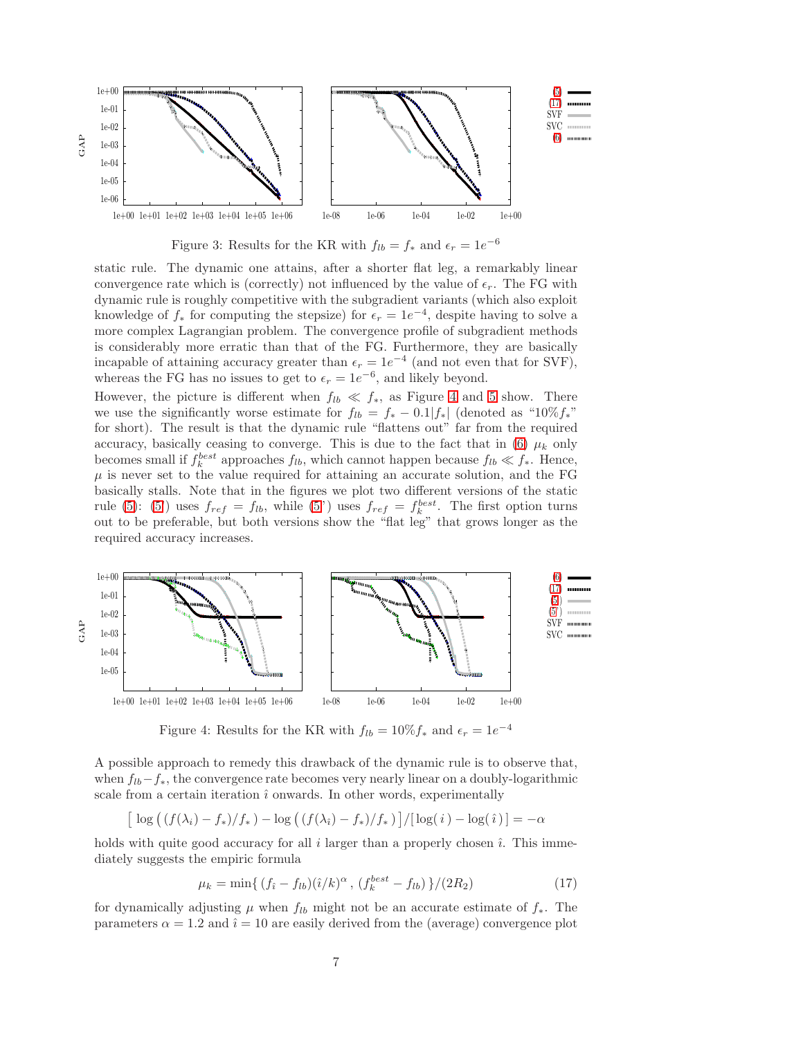Figure 3: Results for the KR with $f_{lb} = f_*$ and $\epsilon_r = 1e^{-6}$

static rule. The dynamic one attains, after a shorter flat leg, a remarkably linear convergence rate which is (correctly) not influenced by the value of $\epsilon_r$. The FG with dynamic rule is roughly competitive with the subgradient variants (which also exploit knowledge of $f_*$ for computing the stepsize) for $\epsilon_r = 1e^{-4}$, despite having to solve a more complex Lagrangian problem. The convergence profile of subgradient methods is considerably more erratic than that of the FG. Furthermore, they are basically incapable of attaining accuracy greater than $\epsilon_r = 1e^{-4}$ (and not even that for SVF), whereas the FG has no issues to get to $\epsilon_r = 1e^{-6}$, and likely beyond.

However, the picture is different when $f_{lb} \ll f_*$, as Figure 4 and 5 show. There we use the significantly worse estimate for $f_{lb} = f_* - 0.1|f_*|$ (denoted as "10%$f_*$" for short). The result is that the dynamic rule "flattens out" far from the required accuracy, basically ceasing to converge. This is due to the fact that in (6) $\mu_k$ only becomes small if $f_k^{best}$ approaches $f_{lb}$, which cannot happen because $f_{lb} \ll f_*$. Hence, $\mu$ is never set to the value required for attaining an accurate solution, and the FG basically stalls. Note that in the figures we plot two different versions of the static rule (5): (5) uses $f_{ref} = f_{lb}$, while (5') uses $f_{ref} = f_k^{best}$. The first option turns out to be preferable, but both versions show the "flat leg" that grows longer as the required accuracy increases.

Figure 4: Results for the KR with $f_{lb} = 10\% f_*$ and $\epsilon_r = 1e^{-4}$

A possible approach to remedy this drawback of the dynamic rule is to observe that, when $f_{lb} - f_*$, the convergence rate becomes very nearly linear on a doubly-logarithmic scale from a certain iteration $\hat{\imath}$ onwards. In other words, experimentally

$$\left[\,\log\left(\,(f(\lambda_i) - f_*)/f_*\,\right) - \log\left(\,(f(\lambda_{\hat{\imath}}) - f_*)/f_*\,\right)\right] / \left[\,\log(\,i\,) - \log(\,\hat{\imath}\,)\,\right] = -\alpha$$

holds with quite good accuracy for all $i$ larger than a properly chosen $\hat{\imath}$. This immediately suggests the empiric formula

$$\mu_k = \min\{\,(f_{\hat{\imath}} - f_{lb})(\hat{\imath}/k)^\alpha\,,\,(f_k^{best} - f_{lb})\,\}/(2R_2) \tag{17}$$

for dynamically adjusting $\mu$ when $f_{lb}$ might not be an accurate estimate of $f_*$. The parameters $\alpha = 1.2$ and $\hat{\imath} = 10$ are easily derived from the (average) convergence plot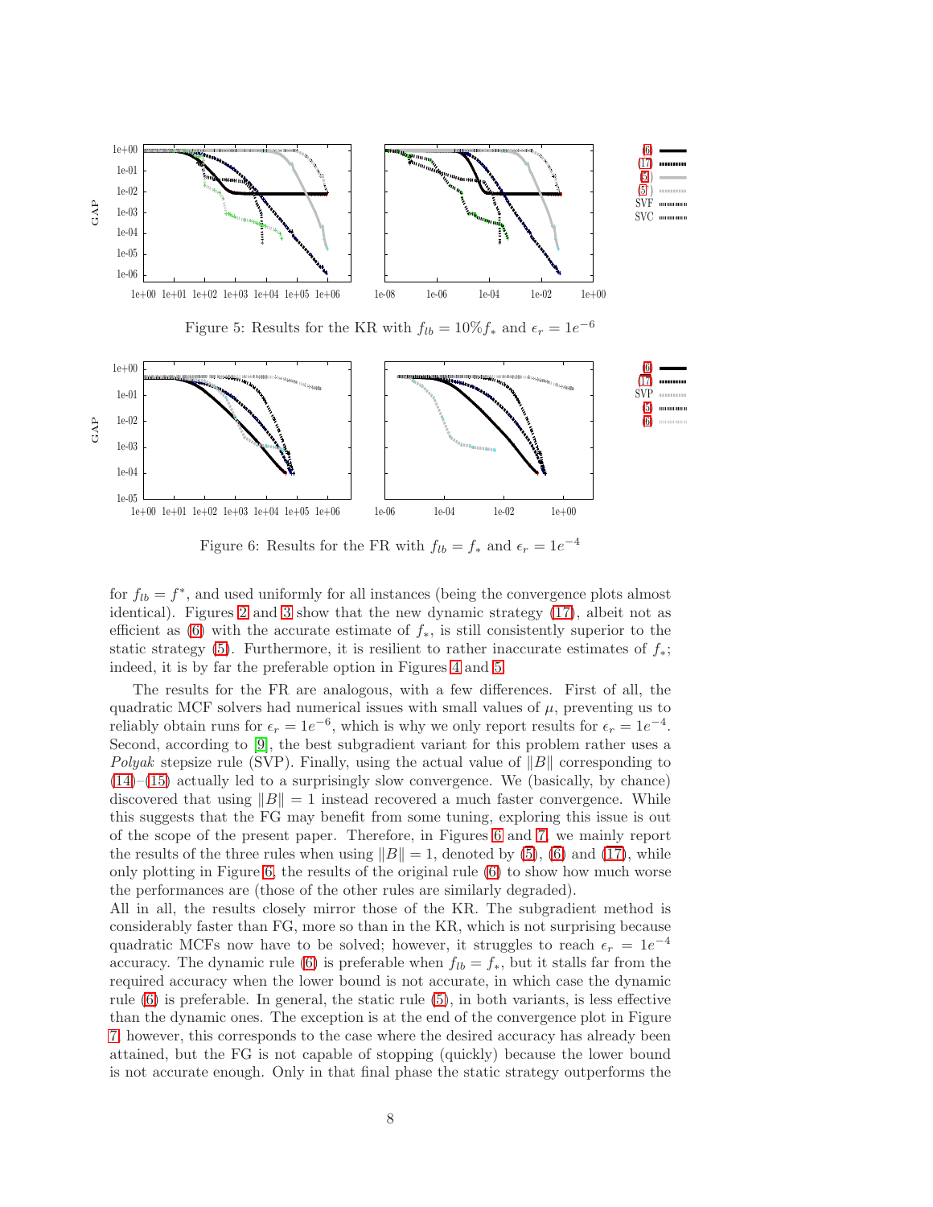Figure 5: Results for the KR with $f_{lb} = 10\% f_*$ and $\epsilon_r = 1e^{-6}$

Figure 6: Results for the FR with $f_{lb} = f_*$ and $\epsilon_r = 1e^{-4}$

for $f_{lb} = f^*$, and used uniformly for all instances (being the convergence plots almost identical). Figures 2 and 3 show that the new dynamic strategy (17), albeit not as efficient as (6) with the accurate estimate of $f_*$, is still consistently superior to the static strategy (5). Furthermore, it is resilient to rather inaccurate estimates of $f_*$; indeed, it is by far the preferable option in Figures 4 and 5.

The results for the FR are analogous, with a few differences. First of all, the quadratic MCF solvers had numerical issues with small values of $\mu$, preventing us to reliably obtain runs for $\epsilon_r = 1e^{-6}$, which is why we only report results for $\epsilon_r = 1e^{-4}$. Second, according to [9], the best subgradient variant for this problem rather uses a *Polyak* stepsize rule (SVP). Finally, using the actual value of $\|B\|$ corresponding to (14)–(15) actually led to a surprisingly slow convergence. We (basically, by chance) discovered that using $\|B\| = 1$ instead recovered a much faster convergence. While this suggests that the FG may benefit from some tuning, exploring this issue is out of the scope of the present paper. Therefore, in Figures 6 and 7, we mainly report the results of the three rules when using $\|B\| = 1$, denoted by (5), (6) and (17), while only plotting in Figure 6, the results of the original rule (6) to show how much worse the performances are (those of the other rules are similarly degraded).

All in all, the results closely mirror those of the KR. The subgradient method is considerably faster than FG, more so than in the KR, which is not surprising because quadratic MCFs now have to be solved; however, it struggles to reach $\epsilon_r = 1e^{-4}$ accuracy. The dynamic rule (6) is preferable when $f_{lb} = f_*$, but it stalls far from the required accuracy when the lower bound is not accurate, in which case the dynamic rule (6) is preferable. In general, the static rule (5), in both variants, is less effective than the dynamic ones. The exception is at the end of the convergence plot in Figure 7; however, this corresponds to the case where the desired accuracy has already been attained, but the FG is not capable of stopping (quickly) because the lower bound is not accurate enough. Only in that final phase the static strategy outperforms the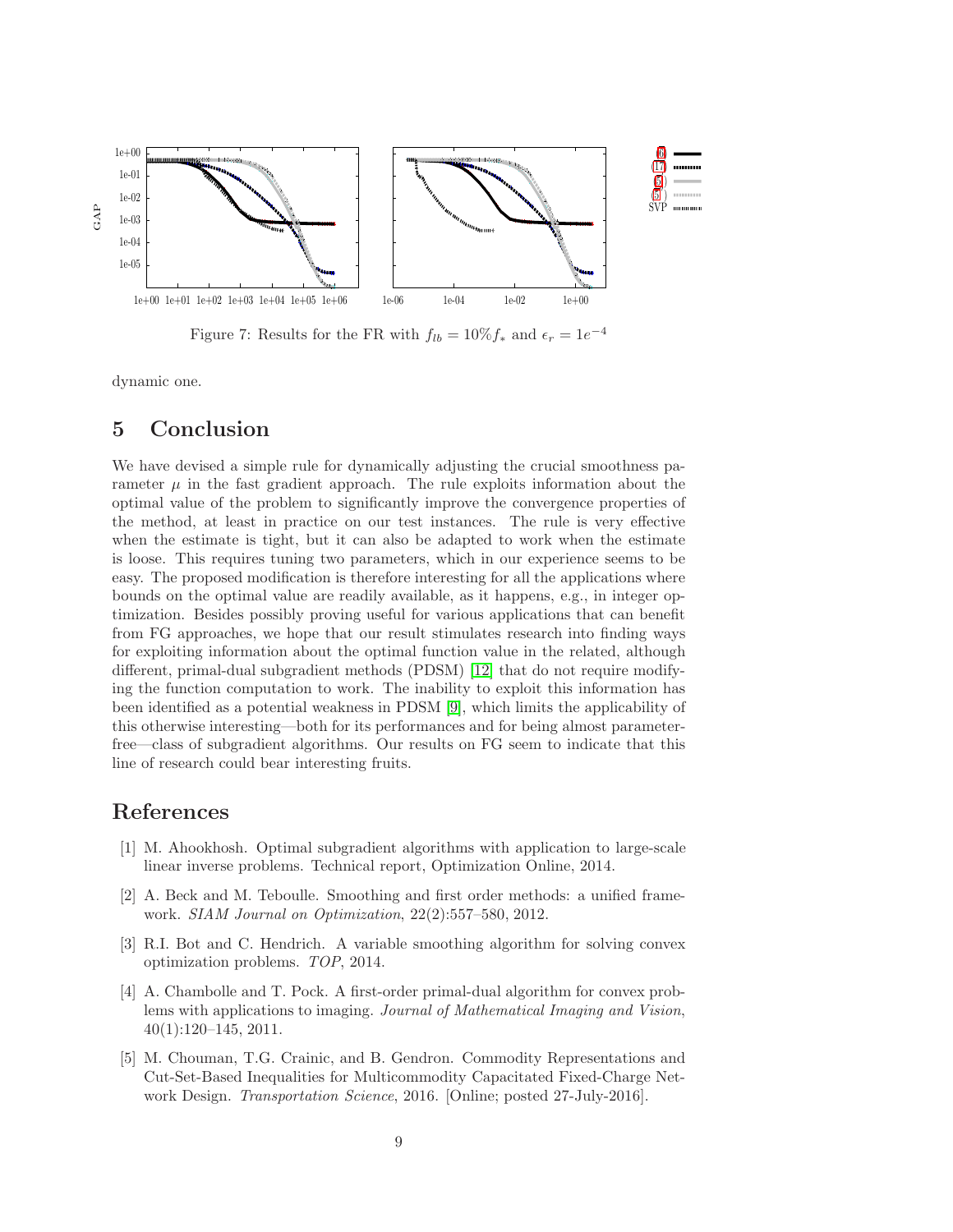Figure 7: Results for the FR with $f_{lb} = 10\% f_*$ and $\epsilon_r = 1e^{-4}$

dynamic one.

## 5 Conclusion

We have devised a simple rule for dynamically adjusting the crucial smoothness parameter $\mu$ in the fast gradient approach. The rule exploits information about the optimal value of the problem to significantly improve the convergence properties of the method, at least in practice on our test instances. The rule is very effective when the estimate is tight, but it can also be adapted to work when the estimate is loose. This requires tuning two parameters, which in our experience seems to be easy. The proposed modification is therefore interesting for all the applications where bounds on the optimal value are readily available, as it happens, e.g., in integer optimization. Besides possibly proving useful for various applications that can benefit from FG approaches, we hope that our result stimulates research into finding ways for exploiting information about the optimal function value in the related, although different, primal-dual subgradient methods (PDSM) [12] that do not require modifying the function computation to work. The inability to exploit this information has been identified as a potential weakness in PDSM [9], which limits the applicability of this otherwise interesting—both for its performances and for being almost parameter-free—class of subgradient algorithms. Our results on FG seem to indicate that this line of research could bear interesting fruits.

## References

[1] M. Ahookhosh. Optimal subgradient algorithms with application to large-scale linear inverse problems. Technical report, Optimization Online, 2014.

[2] A. Beck and M. Teboulle. Smoothing and first order methods: a unified framework. *SIAM Journal on Optimization*, 22(2):557–580, 2012.

[3] R.I. Bot and C. Hendrich. A variable smoothing algorithm for solving convex optimization problems. *TOP*, 2014.

[4] A. Chambolle and T. Pock. A first-order primal-dual algorithm for convex problems with applications to imaging. *Journal of Mathematical Imaging and Vision*, 40(1):120–145, 2011.

[5] M. Chouman, T.G. Crainic, and B. Gendron. Commodity Representations and Cut-Set-Based Inequalities for Multicommodity Capacitated Fixed-Charge Network Design. *Transportation Science*, 2016. [Online; posted 27-July-2016].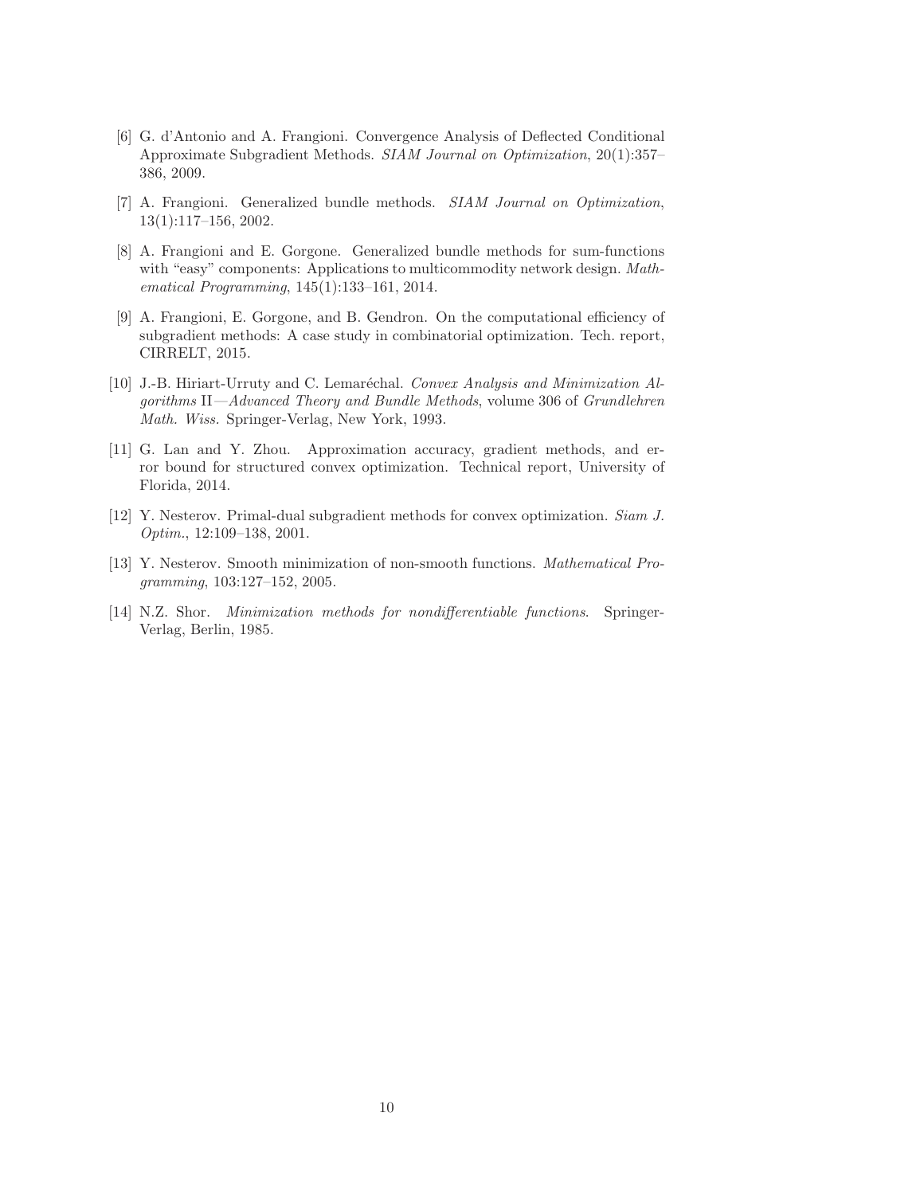[6] G. d'Antonio and A. Frangioni. Convergence Analysis of Deflected Conditional Approximate Subgradient Methods. *SIAM Journal on Optimization*, 20(1):357–386, 2009.

[7] A. Frangioni. Generalized bundle methods. *SIAM Journal on Optimization*, 13(1):117–156, 2002.

[8] A. Frangioni and E. Gorgone. Generalized bundle methods for sum-functions with "easy" components: Applications to multicommodity network design. *Mathematical Programming*, 145(1):133–161, 2014.

[9] A. Frangioni, E. Gorgone, and B. Gendron. On the computational efficiency of subgradient methods: A case study in combinatorial optimization. Tech. report, CIRRELT, 2015.

[10] J.-B. Hiriart-Urruty and C. Lemaréchal. *Convex Analysis and Minimization Algorithms* II*—Advanced Theory and Bundle Methods*, volume 306 of *Grundlehren Math. Wiss.* Springer-Verlag, New York, 1993.

[11] G. Lan and Y. Zhou. Approximation accuracy, gradient methods, and error bound for structured convex optimization. Technical report, University of Florida, 2014.

[12] Y. Nesterov. Primal-dual subgradient methods for convex optimization. *Siam J. Optim.*, 12:109–138, 2001.

[13] Y. Nesterov. Smooth minimization of non-smooth functions. *Mathematical Programming*, 103:127–152, 2005.

[14] N.Z. Shor. *Minimization methods for nondifferentiable functions*. Springer-Verlag, Berlin, 1985.